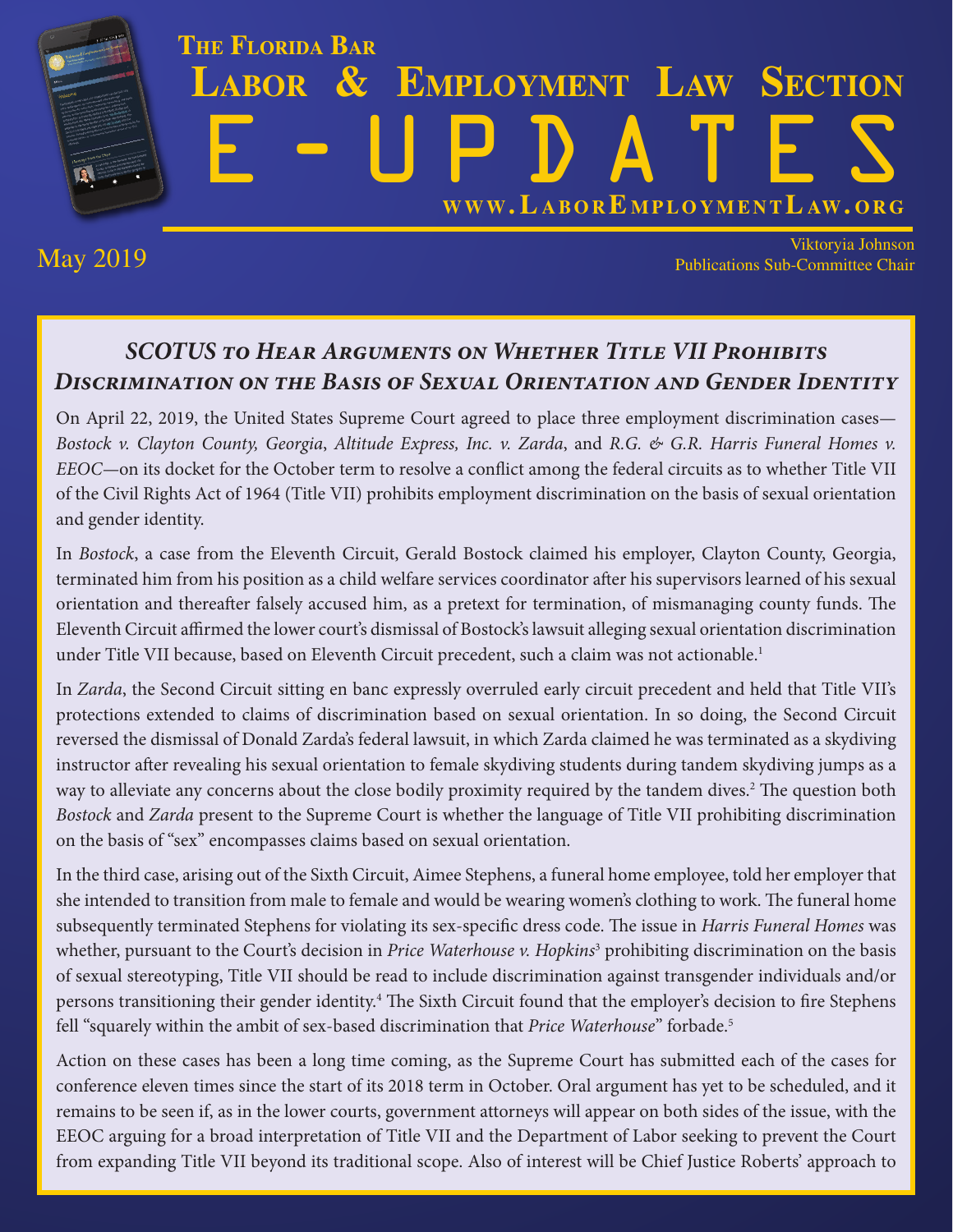# The Florida Bar Labor & Employment Law Section E-UPDATES

www.LaborEmploymentLaw.org

May 2019

Viktoryia Johnson
Publications Sub-Committee Chair

## *SCOTUS to Hear Arguments on Whether Title VII Prohibits Discrimination on the Basis of Sexual Orientation and Gender Identity*

On April 22, 2019, the United States Supreme Court agreed to place three employment discrimination cases—*Bostock v. Clayton County, Georgia*, *Altitude Express, Inc. v. Zarda*, and *R.G. & G.R. Harris Funeral Homes v. EEOC*—on its docket for the October term to resolve a conflict among the federal circuits as to whether Title VII of the Civil Rights Act of 1964 (Title VII) prohibits employment discrimination on the basis of sexual orientation and gender identity.

In *Bostock*, a case from the Eleventh Circuit, Gerald Bostock claimed his employer, Clayton County, Georgia, terminated him from his position as a child welfare services coordinator after his supervisors learned of his sexual orientation and thereafter falsely accused him, as a pretext for termination, of mismanaging county funds. The Eleventh Circuit affirmed the lower court's dismissal of Bostock's lawsuit alleging sexual orientation discrimination under Title VII because, based on Eleventh Circuit precedent, such a claim was not actionable.[1]

In *Zarda*, the Second Circuit sitting en banc expressly overruled early circuit precedent and held that Title VII's protections extended to claims of discrimination based on sexual orientation. In so doing, the Second Circuit reversed the dismissal of Donald Zarda's federal lawsuit, in which Zarda claimed he was terminated as a skydiving instructor after revealing his sexual orientation to female skydiving students during tandem skydiving jumps as a way to alleviate any concerns about the close bodily proximity required by the tandem dives.[2] The question both *Bostock* and *Zarda* present to the Supreme Court is whether the language of Title VII prohibiting discrimination on the basis of "sex" encompasses claims based on sexual orientation.

In the third case, arising out of the Sixth Circuit, Aimee Stephens, a funeral home employee, told her employer that she intended to transition from male to female and would be wearing women's clothing to work. The funeral home subsequently terminated Stephens for violating its sex-specific dress code. The issue in *Harris Funeral Homes* was whether, pursuant to the Court's decision in *Price Waterhouse v. Hopkins*[3] prohibiting discrimination on the basis of sexual stereotyping, Title VII should be read to include discrimination against transgender individuals and/or persons transitioning their gender identity.[4] The Sixth Circuit found that the employer's decision to fire Stephens fell "squarely within the ambit of sex-based discrimination that *Price Waterhouse*" forbade.[5]

Action on these cases has been a long time coming, as the Supreme Court has submitted each of the cases for conference eleven times since the start of its 2018 term in October. Oral argument has yet to be scheduled, and it remains to be seen if, as in the lower courts, government attorneys will appear on both sides of the issue, with the EEOC arguing for a broad interpretation of Title VII and the Department of Labor seeking to prevent the Court from expanding Title VII beyond its traditional scope. Also of interest will be Chief Justice Roberts' approach to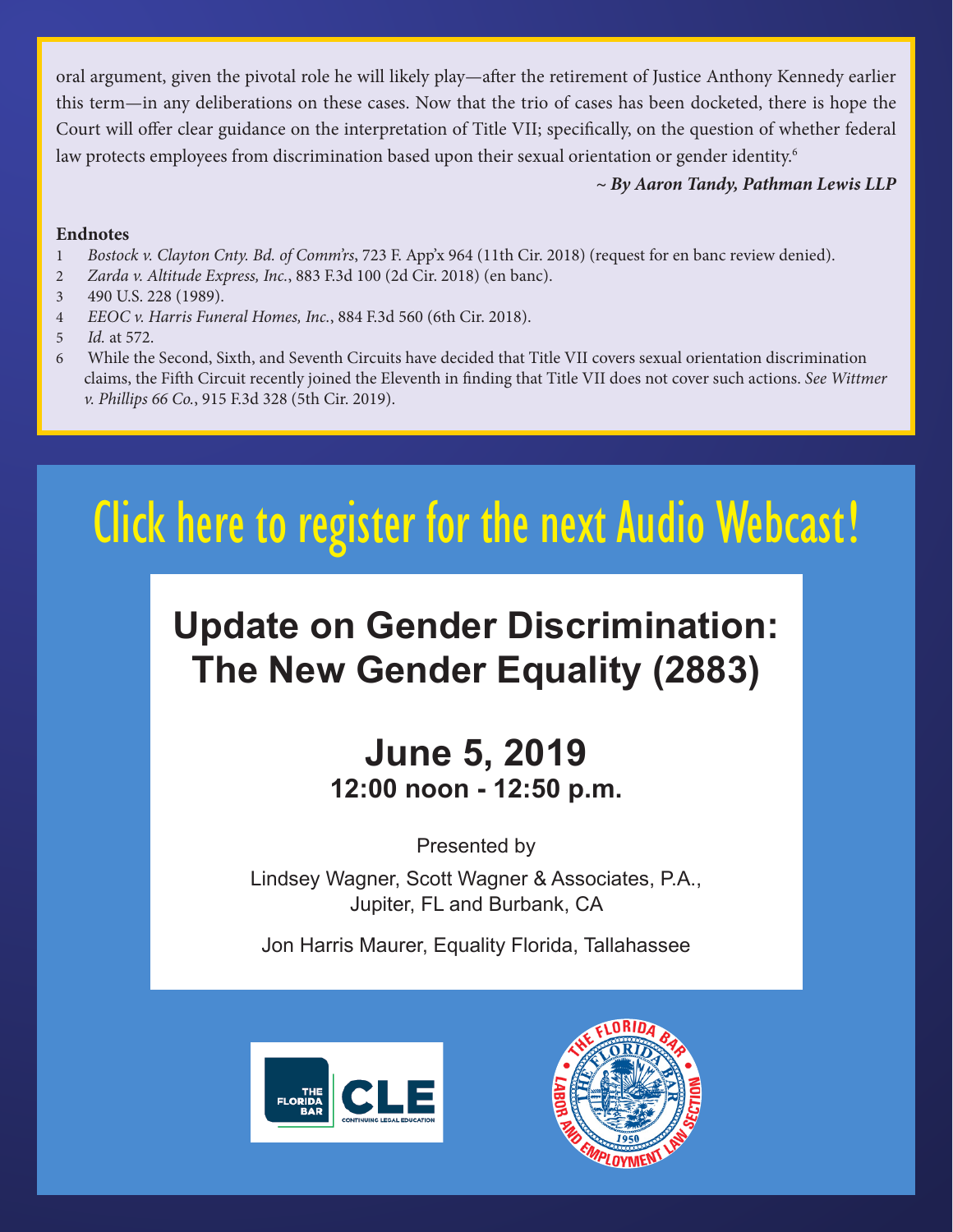oral argument, given the pivotal role he will likely play—after the retirement of Justice Anthony Kennedy earlier this term—in any deliberations on these cases. Now that the trio of cases has been docketed, there is hope the Court will offer clear guidance on the interpretation of Title VII; specifically, on the question of whether federal law protects employees from discrimination based upon their sexual orientation or gender identity.[6]

***~ By Aaron Tandy, Pathman Lewis LLP***

**Endnotes**

1 *Bostock v. Clayton Cnty. Bd. of Comm'rs*, 723 F. App'x 964 (11th Cir. 2018) (request for en banc review denied).
2 *Zarda v. Altitude Express, Inc.*, 883 F.3d 100 (2d Cir. 2018) (en banc).
3 490 U.S. 228 (1989).
4 *EEOC v. Harris Funeral Homes, Inc.*, 884 F.3d 560 (6th Cir. 2018).
5 *Id.* at 572.
6 While the Second, Sixth, and Seventh Circuits have decided that Title VII covers sexual orientation discrimination claims, the Fifth Circuit recently joined the Eleventh in finding that Title VII does not cover such actions. *See Wittmer v. Phillips 66 Co.*, 915 F.3d 328 (5th Cir. 2019).

# Click here to register for the next Audio Webcast!

## Update on Gender Discrimination: The New Gender Equality (2883)

### June 5, 2019
**12:00 noon - 12:50 p.m.**

Presented by

Lindsey Wagner, Scott Wagner & Associates, P.A., Jupiter, FL and Burbank, CA

Jon Harris Maurer, Equality Florida, Tallahassee

THE FLORIDA BAR CLE CONTINUING LEGAL EDUCATION

THE FLORIDA BAR LABOR AND EMPLOYMENT LAW SECTION 1950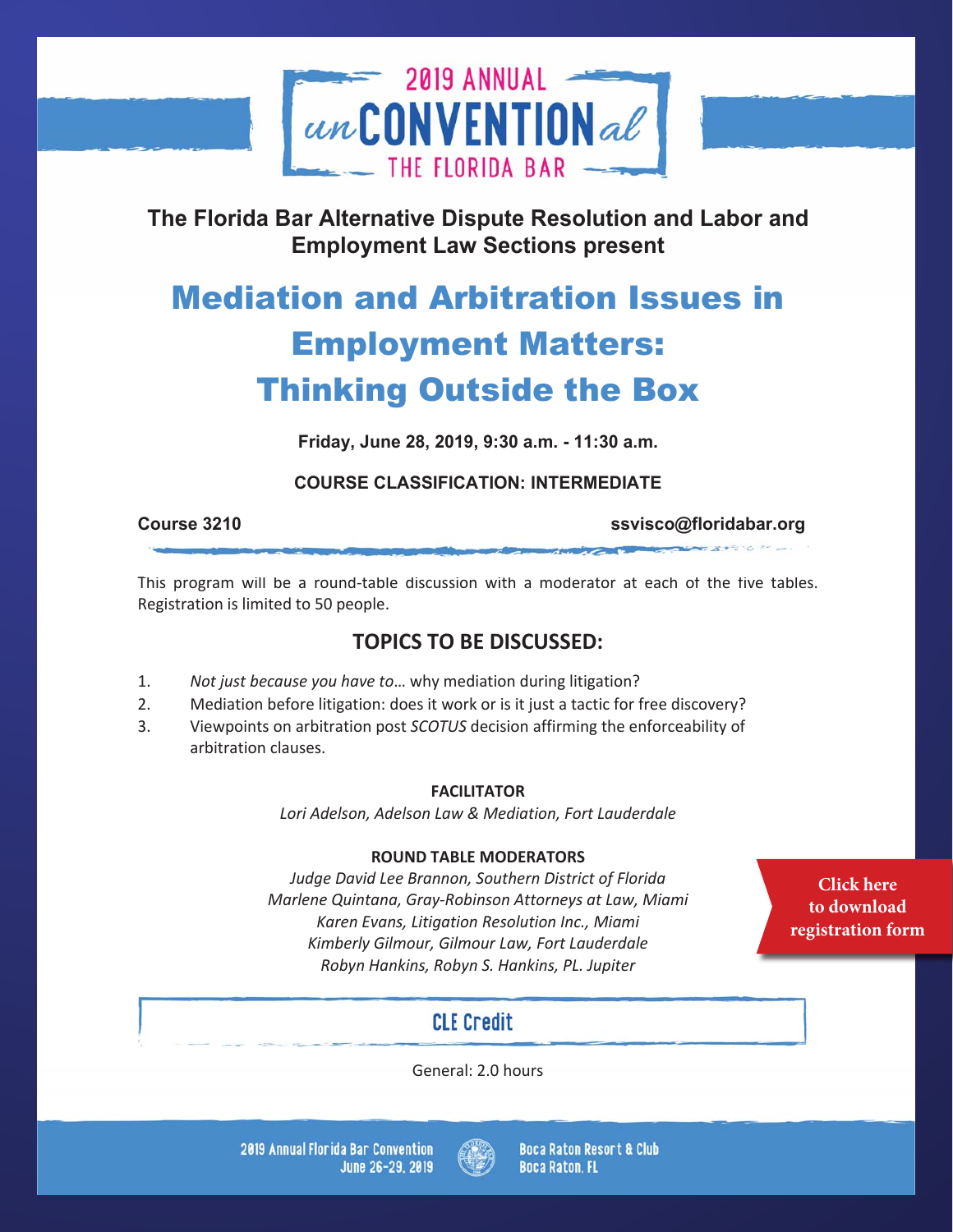2019 ANNUAL

*un*CONVENTION*al*

THE FLORIDA BAR

**The Florida Bar Alternative Dispute Resolution and Labor and Employment Law Sections present**

# Mediation and Arbitration Issues in Employment Matters: Thinking Outside the Box

**Friday, June 28, 2019, 9:30 a.m. - 11:30 a.m.**

**COURSE CLASSIFICATION: INTERMEDIATE**

**Course 3210** **ssvisco@floridabar.org**

This program will be a round-table discussion with a moderator at each of the five tables. Registration is limited to 50 people.

## TOPICS TO BE DISCUSSED:

1. *Not just because you have to*… why mediation during litigation?
2. Mediation before litigation: does it work or is it just a tactic for free discovery?
3. Viewpoints on arbitration post *SCOTUS* decision affirming the enforceability of arbitration clauses.

**FACILITATOR**

*Lori Adelson, Adelson Law & Mediation, Fort Lauderdale*

**ROUND TABLE MODERATORS**

*Judge David Lee Brannon, Southern District of Florida*
*Marlene Quintana, Gray-Robinson Attorneys at Law, Miami*
*Karen Evans, Litigation Resolution Inc., Miami*
*Kimberly Gilmour, Gilmour Law, Fort Lauderdale*
*Robyn Hankins, Robyn S. Hankins, PL. Jupiter*

**Click here to download registration form**

## CLE Credit

General: 2.0 hours

2019 Annual Florida Bar Convention
June 26-29, 2019

Boca Raton Resort & Club
Boca Raton, FL